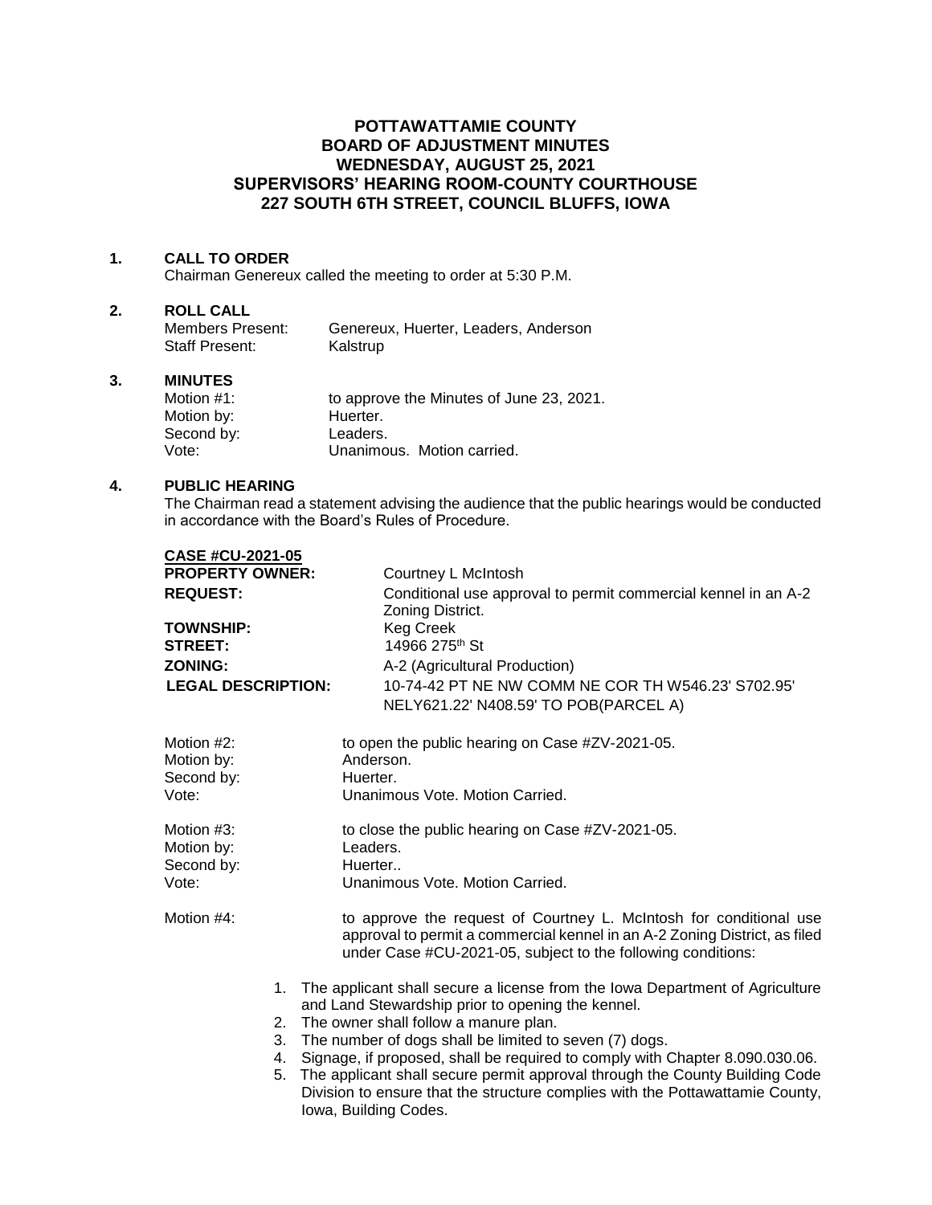# POTTAWATTAMIE COUNTY
# BOARD OF ADJUSTMENT MINUTES
# WEDNESDAY, AUGUST 25, 2021
# SUPERVISORS' HEARING ROOM-COUNTY COURTHOUSE
# 227 SOUTH 6TH STREET, COUNCIL BLUFFS, IOWA

**1. CALL TO ORDER**

Chairman Genereux called the meeting to order at 5:30 P.M.

**2. ROLL CALL**

Members Present: Genereux, Huerter, Leaders, Anderson
Staff Present: Kalstrup

**3. MINUTES**

Motion #1: to approve the Minutes of June 23, 2021.
Motion by: Huerter.
Second by: Leaders.
Vote: Unanimous. Motion carried.

**4. PUBLIC HEARING**

The Chairman read a statement advising the audience that the public hearings would be conducted in accordance with the Board's Rules of Procedure.

**CASE #CU-2021-05**

**PROPERTY OWNER:** Courtney L McIntosh
**REQUEST:** Conditional use approval to permit commercial kennel in an A-2 Zoning District.
**TOWNSHIP:** Keg Creek
**STREET:** 14966 275th St
**ZONING:** A-2 (Agricultural Production)
**LEGAL DESCRIPTION:** 10-74-42 PT NE NW COMM NE COR TH W546.23' S702.95' NELY621.22' N408.59' TO POB(PARCEL A)

Motion #2: to open the public hearing on Case #ZV-2021-05.
Motion by: Anderson.
Second by: Huerter.
Vote: Unanimous Vote. Motion Carried.

Motion #3: to close the public hearing on Case #ZV-2021-05.
Motion by: Leaders.
Second by: Huerter..
Vote: Unanimous Vote. Motion Carried.

Motion #4: to approve the request of Courtney L. McIntosh for conditional use approval to permit a commercial kennel in an A-2 Zoning District, as filed under Case #CU-2021-05, subject to the following conditions:

1. The applicant shall secure a license from the Iowa Department of Agriculture and Land Stewardship prior to opening the kennel.
2. The owner shall follow a manure plan.
3. The number of dogs shall be limited to seven (7) dogs.
4. Signage, if proposed, shall be required to comply with Chapter 8.090.030.06.
5. The applicant shall secure permit approval through the County Building Code Division to ensure that the structure complies with the Pottawattamie County, Iowa, Building Codes.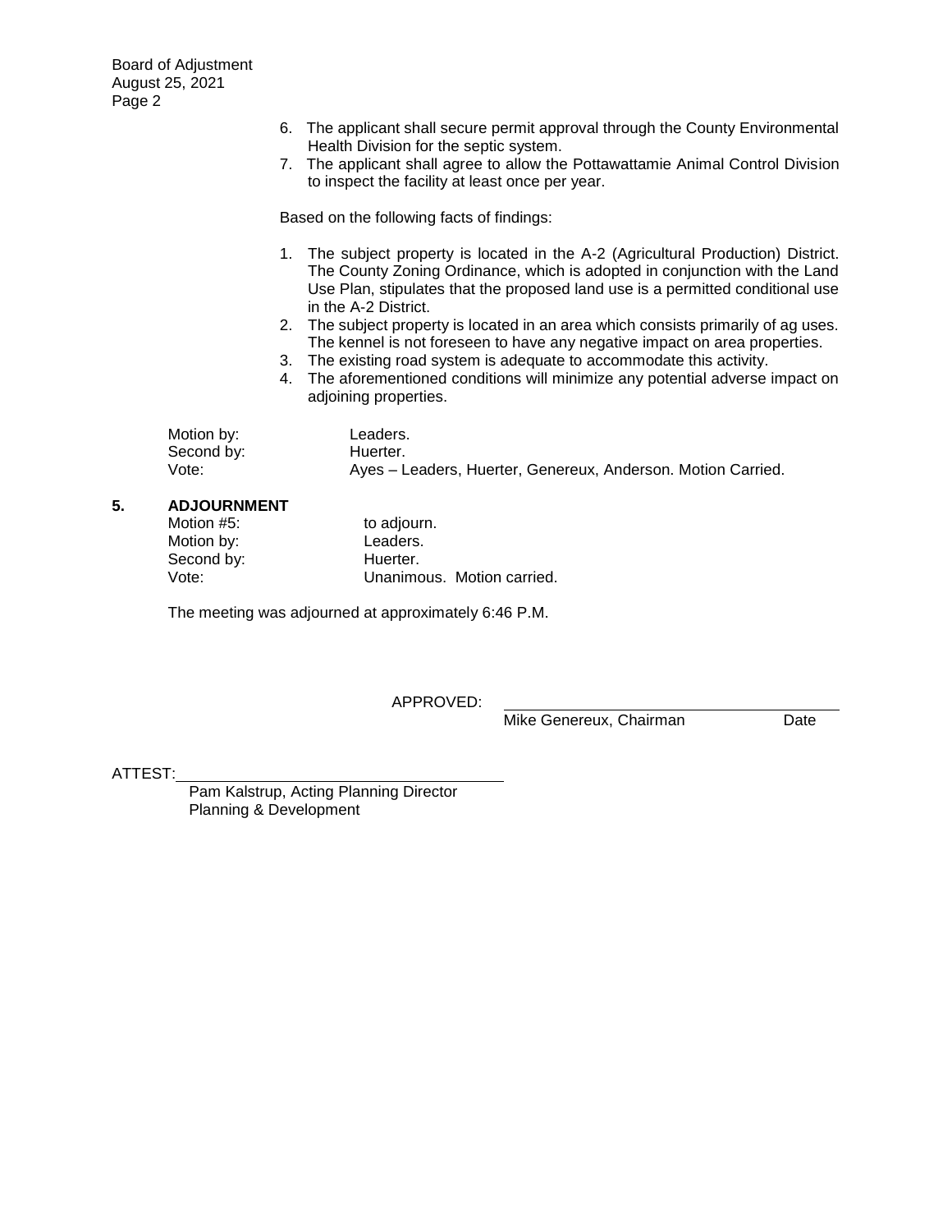6. The applicant shall secure permit approval through the County Environmental Health Division for the septic system.
7. The applicant shall agree to allow the Pottawattamie Animal Control Division to inspect the facility at least once per year.

Based on the following facts of findings:

1. The subject property is located in the A-2 (Agricultural Production) District. The County Zoning Ordinance, which is adopted in conjunction with the Land Use Plan, stipulates that the proposed land use is a permitted conditional use in the A-2 District.
2. The subject property is located in an area which consists primarily of ag uses. The kennel is not foreseen to have any negative impact on area properties.
3. The existing road system is adequate to accommodate this activity.
4. The aforementioned conditions will minimize any potential adverse impact on adjoining properties.

Motion by: Leaders.
Second by: Huerter.
Vote: Ayes – Leaders, Huerter, Genereux, Anderson. Motion Carried.

## 5. ADJOURNMENT

Motion #5: to adjourn.
Motion by: Leaders.
Second by: Huerter.
Vote: Unanimous. Motion carried.

The meeting was adjourned at approximately 6:46 P.M.

APPROVED: ______________________________
Mike Genereux, Chairman Date

ATTEST: ______________________________
Pam Kalstrup, Acting Planning Director
Planning & Development